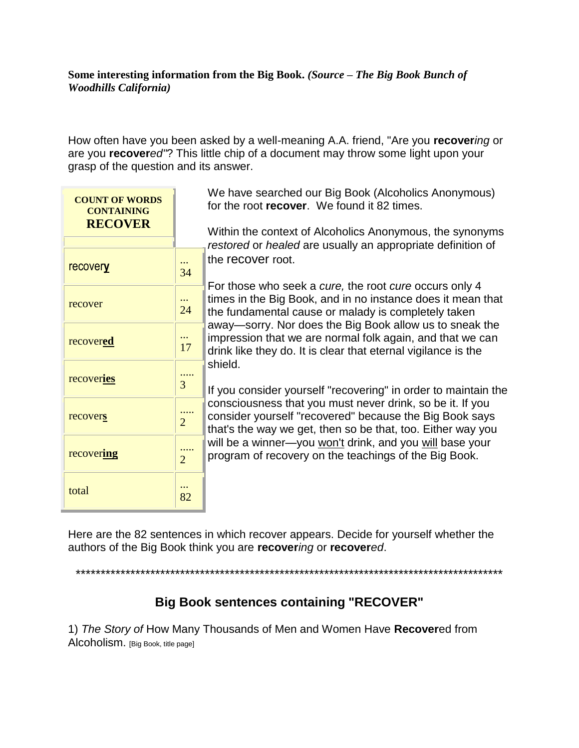**Some interesting information from the Big Book.** ***(Source – The Big Book Bunch of Woodhills California)***

How often have you been asked by a well-meaning A.A. friend, "Are you **recover***ing* or are you **recover***ed"*? This little chip of a document may throw some light upon your grasp of the question and its answer.

| COUNT OF WORDS CONTAINING **RECOVER** | |
|---|---|
| recovery | ... 34 |
| recover | ... 24 |
| recover**ed** | ... 17 |
| recover**ies** | ..... 3 |
| recover**s** | ..... 2 |
| recover**ing** | ..... 2 |
| total | ... 82 |

We have searched our Big Book (Alcoholics Anonymous) for the root **recover**. We found it 82 times.

Within the context of Alcoholics Anonymous, the synonyms *restored* or *healed* are usually an appropriate definition of the recover root.

For those who seek a *cure,* the root *cure* occurs only 4 times in the Big Book, and in no instance does it mean that the fundamental cause or malady is completely taken away—sorry. Nor does the Big Book allow us to sneak the impression that we are normal folk again, and that we can drink like they do. It is clear that eternal vigilance is the shield.

If you consider yourself "recovering" in order to maintain the consciousness that you must never drink, so be it. If you consider yourself "recovered" because the Big Book says that's the way we get, then so be that, too. Either way you will be a winner—you won't drink, and you will base your program of recovery on the teachings of the Big Book.

Here are the 82 sentences in which recover appears. Decide for yourself whether the authors of the Big Book think you are **recover***ing* or **recover***ed*.

*****************************************************************************************

## Big Book sentences containing "RECOVER"

1) *The Story of* How Many Thousands of Men and Women Have **Recover**ed from Alcoholism. [Big Book, title page]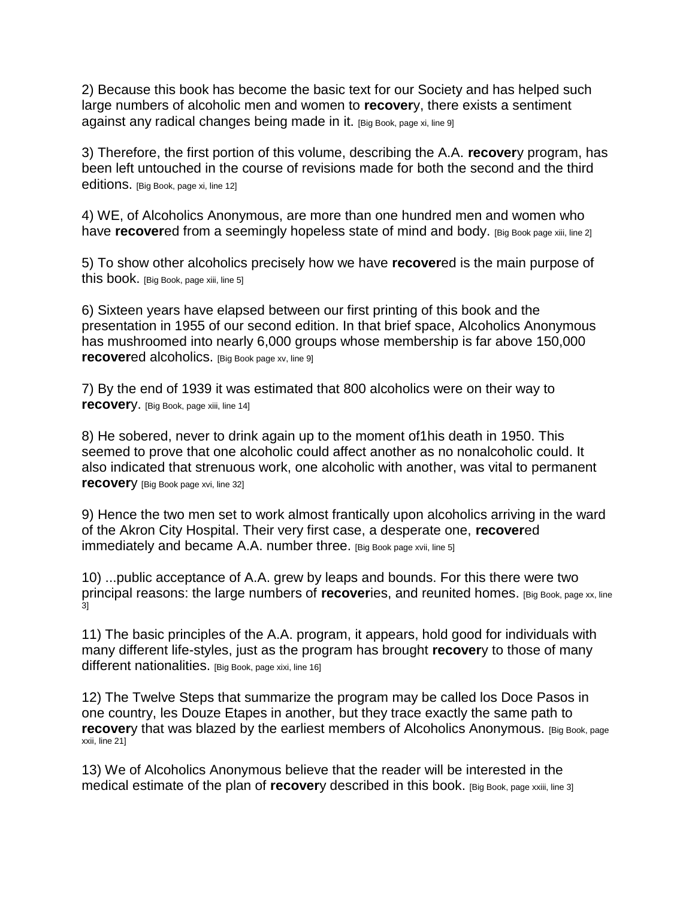2) Because this book has become the basic text for our Society and has helped such large numbers of alcoholic men and women to **recover**y, there exists a sentiment against any radical changes being made in it. [Big Book, page xi, line 9]

3) Therefore, the first portion of this volume, describing the A.A. **recover**y program, has been left untouched in the course of revisions made for both the second and the third editions. [Big Book, page xi, line 12]

4) WE, of Alcoholics Anonymous, are more than one hundred men and women who have **recover**ed from a seemingly hopeless state of mind and body. [Big Book page xiii, line 2]

5) To show other alcoholics precisely how we have **recover**ed is the main purpose of this book. [Big Book, page xiii, line 5]

6) Sixteen years have elapsed between our first printing of this book and the presentation in 1955 of our second edition. In that brief space, Alcoholics Anonymous has mushroomed into nearly 6,000 groups whose membership is far above 150,000 **recover**ed alcoholics. [Big Book page xv, line 9]

7) By the end of 1939 it was estimated that 800 alcoholics were on their way to **recover**y. [Big Book, page xiii, line 14]

8) He sobered, never to drink again up to the moment of1his death in 1950. This seemed to prove that one alcoholic could affect another as no nonalcoholic could. It also indicated that strenuous work, one alcoholic with another, was vital to permanent **recover**y [Big Book page xvi, line 32]

9) Hence the two men set to work almost frantically upon alcoholics arriving in the ward of the Akron City Hospital. Their very first case, a desperate one, **recover**ed immediately and became A.A. number three. [Big Book page xvii, line 5]

10) ...public acceptance of A.A. grew by leaps and bounds. For this there were two principal reasons: the large numbers of **recover**ies, and reunited homes. [Big Book, page xx, line 3]

11) The basic principles of the A.A. program, it appears, hold good for individuals with many different life-styles, just as the program has brought **recover**y to those of many different nationalities. [Big Book, page xixi, line 16]

12) The Twelve Steps that summarize the program may be called los Doce Pasos in one country, les Douze Etapes in another, but they trace exactly the same path to **recover**y that was blazed by the earliest members of Alcoholics Anonymous. [Big Book, page xxii, line 21]

13) We of Alcoholics Anonymous believe that the reader will be interested in the medical estimate of the plan of **recover**y described in this book. [Big Book, page xxiii, line 3]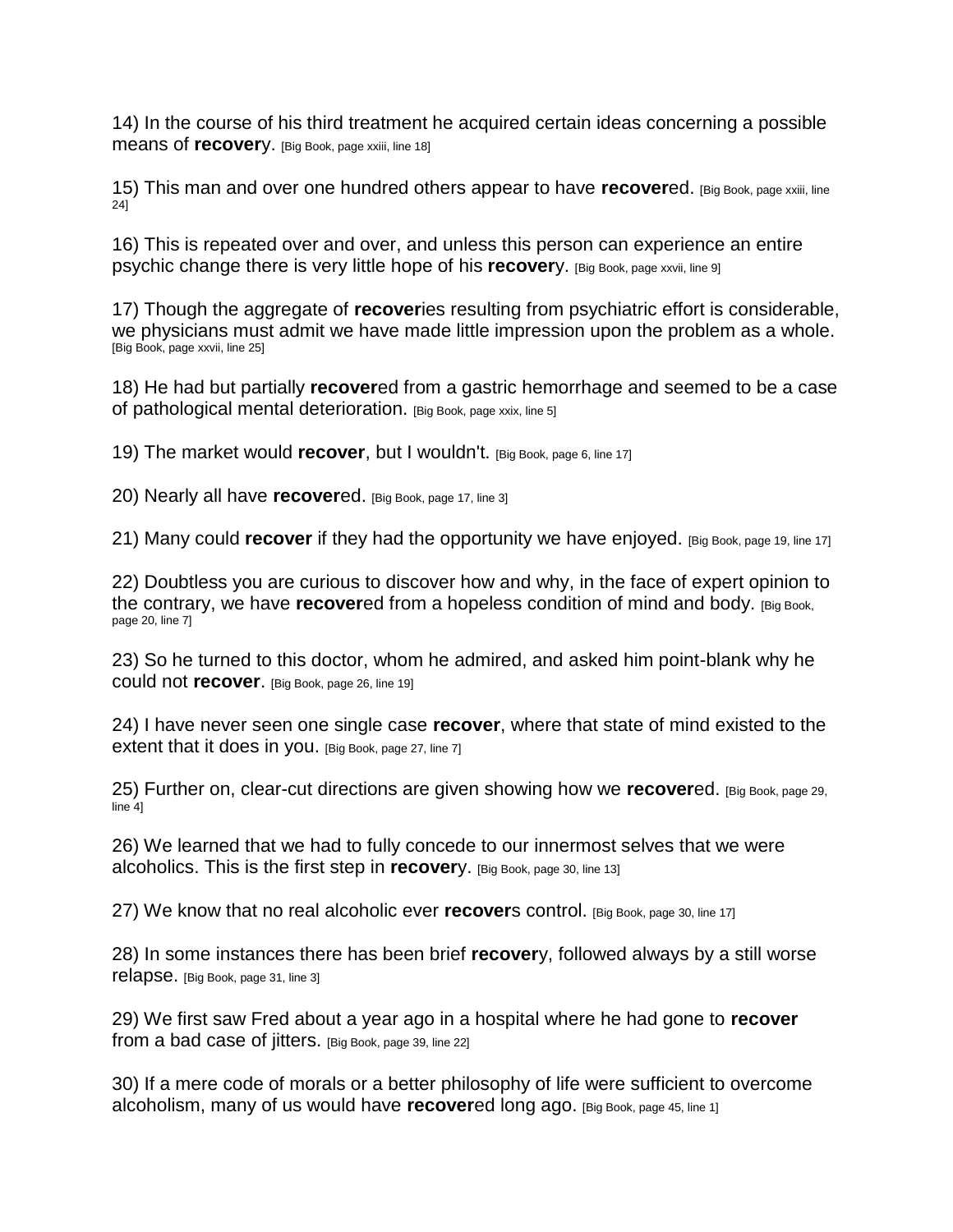14) In the course of his third treatment he acquired certain ideas concerning a possible means of **recover**y. [Big Book, page xxiii, line 18]

15) This man and over one hundred others appear to have **recover**ed. [Big Book, page xxiii, line 24]

16) This is repeated over and over, and unless this person can experience an entire psychic change there is very little hope of his **recover**y. [Big Book, page xxvii, line 9]

17) Though the aggregate of **recover**ies resulting from psychiatric effort is considerable, we physicians must admit we have made little impression upon the problem as a whole. [Big Book, page xxvii, line 25]

18) He had but partially **recover**ed from a gastric hemorrhage and seemed to be a case of pathological mental deterioration. [Big Book, page xxix, line 5]

19) The market would **recover**, but I wouldn't. [Big Book, page 6, line 17]

20) Nearly all have **recover**ed. [Big Book, page 17, line 3]

21) Many could **recover** if they had the opportunity we have enjoyed. [Big Book, page 19, line 17]

22) Doubtless you are curious to discover how and why, in the face of expert opinion to the contrary, we have **recover**ed from a hopeless condition of mind and body. [Big Book, page 20, line 7]

23) So he turned to this doctor, whom he admired, and asked him point-blank why he could not **recover**. [Big Book, page 26, line 19]

24) I have never seen one single case **recover**, where that state of mind existed to the extent that it does in you. [Big Book, page 27, line 7]

25) Further on, clear-cut directions are given showing how we **recover**ed. [Big Book, page 29, line 4]

26) We learned that we had to fully concede to our innermost selves that we were alcoholics. This is the first step in **recover**y. [Big Book, page 30, line 13]

27) We know that no real alcoholic ever **recover**s control. [Big Book, page 30, line 17]

28) In some instances there has been brief **recover**y, followed always by a still worse relapse. [Big Book, page 31, line 3]

29) We first saw Fred about a year ago in a hospital where he had gone to **recover** from a bad case of jitters. [Big Book, page 39, line 22]

30) If a mere code of morals or a better philosophy of life were sufficient to overcome alcoholism, many of us would have **recover**ed long ago. [Big Book, page 45, line 1]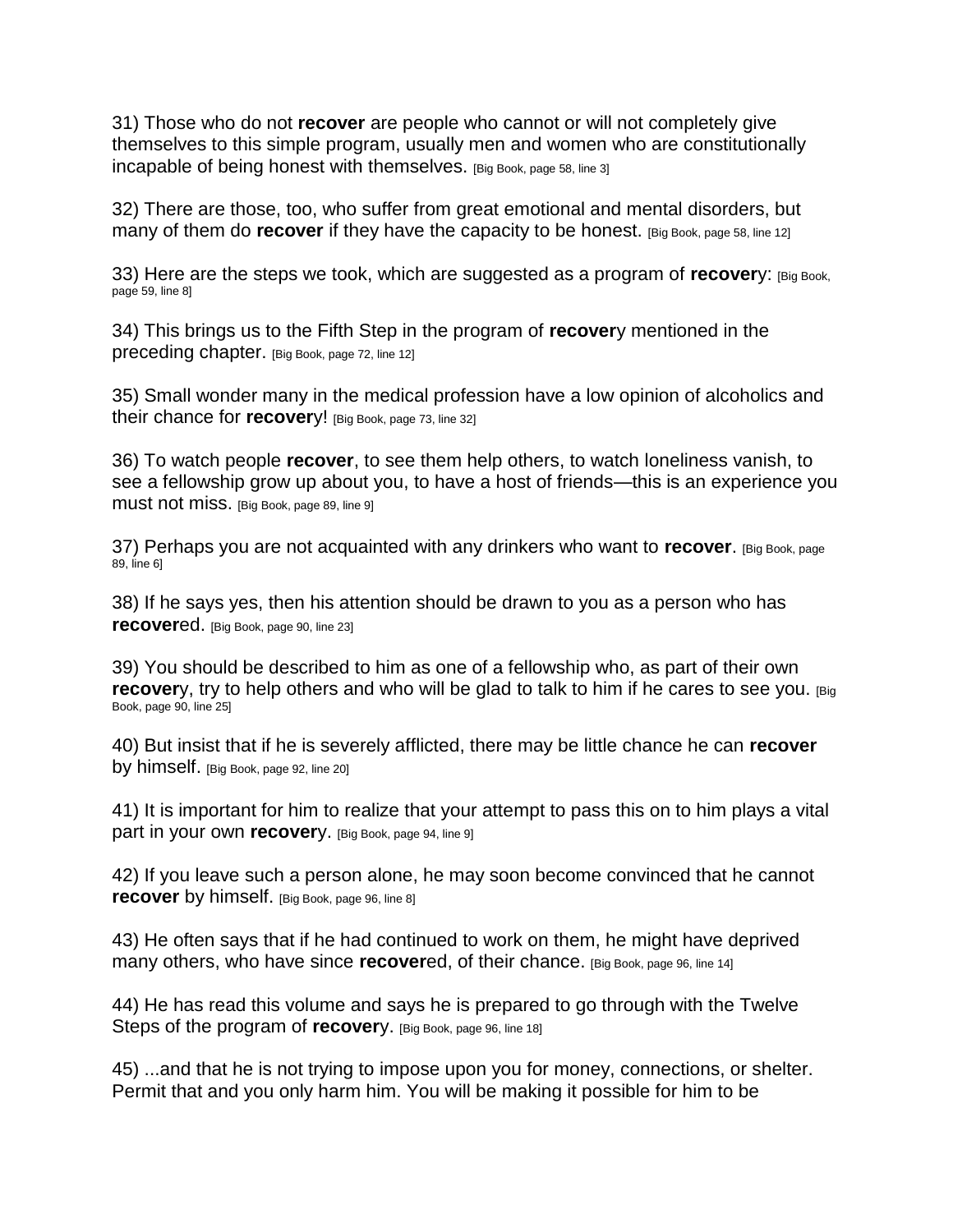31) Those who do not **recover** are people who cannot or will not completely give themselves to this simple program, usually men and women who are constitutionally incapable of being honest with themselves. [Big Book, page 58, line 3]

32) There are those, too, who suffer from great emotional and mental disorders, but many of them do **recover** if they have the capacity to be honest. [Big Book, page 58, line 12]

33) Here are the steps we took, which are suggested as a program of **recover**y: [Big Book, page 59, line 8]

34) This brings us to the Fifth Step in the program of **recover**y mentioned in the preceding chapter. [Big Book, page 72, line 12]

35) Small wonder many in the medical profession have a low opinion of alcoholics and their chance for **recover**y! [Big Book, page 73, line 32]

36) To watch people **recover**, to see them help others, to watch loneliness vanish, to see a fellowship grow up about you, to have a host of friends—this is an experience you must not miss. [Big Book, page 89, line 9]

37) Perhaps you are not acquainted with any drinkers who want to **recover**. [Big Book, page 89, line 6]

38) If he says yes, then his attention should be drawn to you as a person who has **recover**ed. [Big Book, page 90, line 23]

39) You should be described to him as one of a fellowship who, as part of their own **recover**y, try to help others and who will be glad to talk to him if he cares to see you. [Big Book, page 90, line 25]

40) But insist that if he is severely afflicted, there may be little chance he can **recover** by himself. [Big Book, page 92, line 20]

41) It is important for him to realize that your attempt to pass this on to him plays a vital part in your own **recover**y. [Big Book, page 94, line 9]

42) If you leave such a person alone, he may soon become convinced that he cannot **recover** by himself. [Big Book, page 96, line 8]

43) He often says that if he had continued to work on them, he might have deprived many others, who have since **recover**ed, of their chance. [Big Book, page 96, line 14]

44) He has read this volume and says he is prepared to go through with the Twelve Steps of the program of **recover**y. [Big Book, page 96, line 18]

45) ...and that he is not trying to impose upon you for money, connections, or shelter. Permit that and you only harm him. You will be making it possible for him to be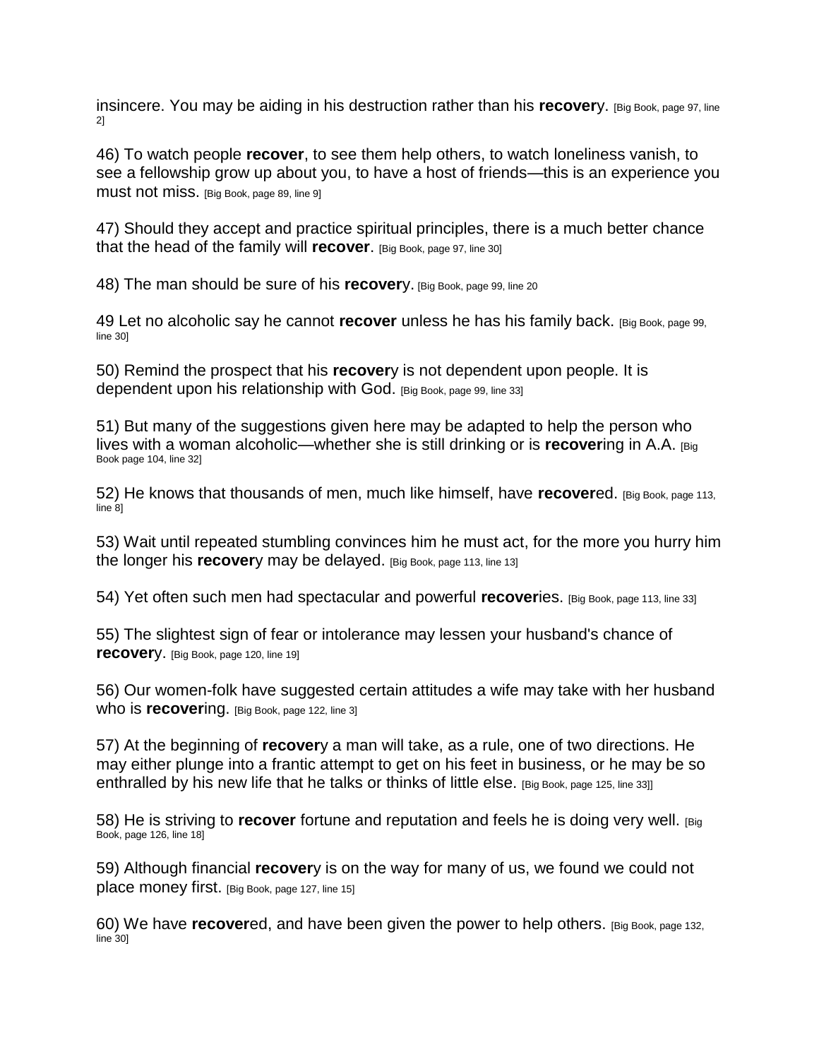insincere. You may be aiding in his destruction rather than his **recover**y. [Big Book, page 97, line 2]

46) To watch people **recover**, to see them help others, to watch loneliness vanish, to see a fellowship grow up about you, to have a host of friends—this is an experience you must not miss. [Big Book, page 89, line 9]

47) Should they accept and practice spiritual principles, there is a much better chance that the head of the family will **recover**. [Big Book, page 97, line 30]

48) The man should be sure of his **recover**y. [Big Book, page 99, line 20

49 Let no alcoholic say he cannot **recover** unless he has his family back. [Big Book, page 99, line 30]

50) Remind the prospect that his **recover**y is not dependent upon people. It is dependent upon his relationship with God. [Big Book, page 99, line 33]

51) But many of the suggestions given here may be adapted to help the person who lives with a woman alcoholic—whether she is still drinking or is **recover**ing in A.A. [Big Book page 104, line 32]

52) He knows that thousands of men, much like himself, have **recover**ed. [Big Book, page 113, line 8]

53) Wait until repeated stumbling convinces him he must act, for the more you hurry him the longer his **recover**y may be delayed. [Big Book, page 113, line 13]

54) Yet often such men had spectacular and powerful **recover**ies. [Big Book, page 113, line 33]

55) The slightest sign of fear or intolerance may lessen your husband's chance of **recover**y. [Big Book, page 120, line 19]

56) Our women-folk have suggested certain attitudes a wife may take with her husband who is **recover**ing. [Big Book, page 122, line 3]

57) At the beginning of **recover**y a man will take, as a rule, one of two directions. He may either plunge into a frantic attempt to get on his feet in business, or he may be so enthralled by his new life that he talks or thinks of little else. [Big Book, page 125, line 33]]

58) He is striving to **recover** fortune and reputation and feels he is doing very well. [Big Book, page 126, line 18]

59) Although financial **recover**y is on the way for many of us, we found we could not place money first. [Big Book, page 127, line 15]

60) We have **recover**ed, and have been given the power to help others. [Big Book, page 132, line 30]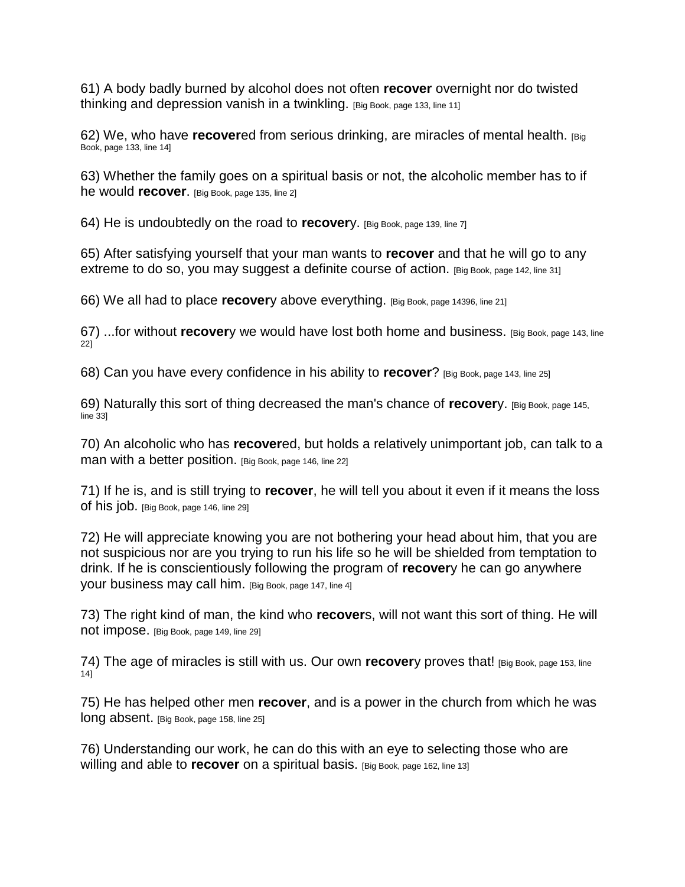61) A body badly burned by alcohol does not often **recover** overnight nor do twisted thinking and depression vanish in a twinkling. [Big Book, page 133, line 11]

62) We, who have **recover**ed from serious drinking, are miracles of mental health. [Big Book, page 133, line 14]

63) Whether the family goes on a spiritual basis or not, the alcoholic member has to if he would **recover**. [Big Book, page 135, line 2]

64) He is undoubtedly on the road to **recover**y. [Big Book, page 139, line 7]

65) After satisfying yourself that your man wants to **recover** and that he will go to any extreme to do so, you may suggest a definite course of action. [Big Book, page 142, line 31]

66) We all had to place **recover**y above everything. [Big Book, page 14396, line 21]

67) ...for without **recover**y we would have lost both home and business. [Big Book, page 143, line 22]

68) Can you have every confidence in his ability to **recover**? [Big Book, page 143, line 25]

69) Naturally this sort of thing decreased the man's chance of **recover**y. [Big Book, page 145, line 33]

70) An alcoholic who has **recover**ed, but holds a relatively unimportant job, can talk to a man with a better position. [Big Book, page 146, line 22]

71) If he is, and is still trying to **recover**, he will tell you about it even if it means the loss of his job. [Big Book, page 146, line 29]

72) He will appreciate knowing you are not bothering your head about him, that you are not suspicious nor are you trying to run his life so he will be shielded from temptation to drink. If he is conscientiously following the program of **recover**y he can go anywhere your business may call him. [Big Book, page 147, line 4]

73) The right kind of man, the kind who **recover**s, will not want this sort of thing. He will not impose. [Big Book, page 149, line 29]

74) The age of miracles is still with us. Our own **recover**y proves that! [Big Book, page 153, line 14]

75) He has helped other men **recover**, and is a power in the church from which he was long absent. [Big Book, page 158, line 25]

76) Understanding our work, he can do this with an eye to selecting those who are willing and able to **recover** on a spiritual basis. [Big Book, page 162, line 13]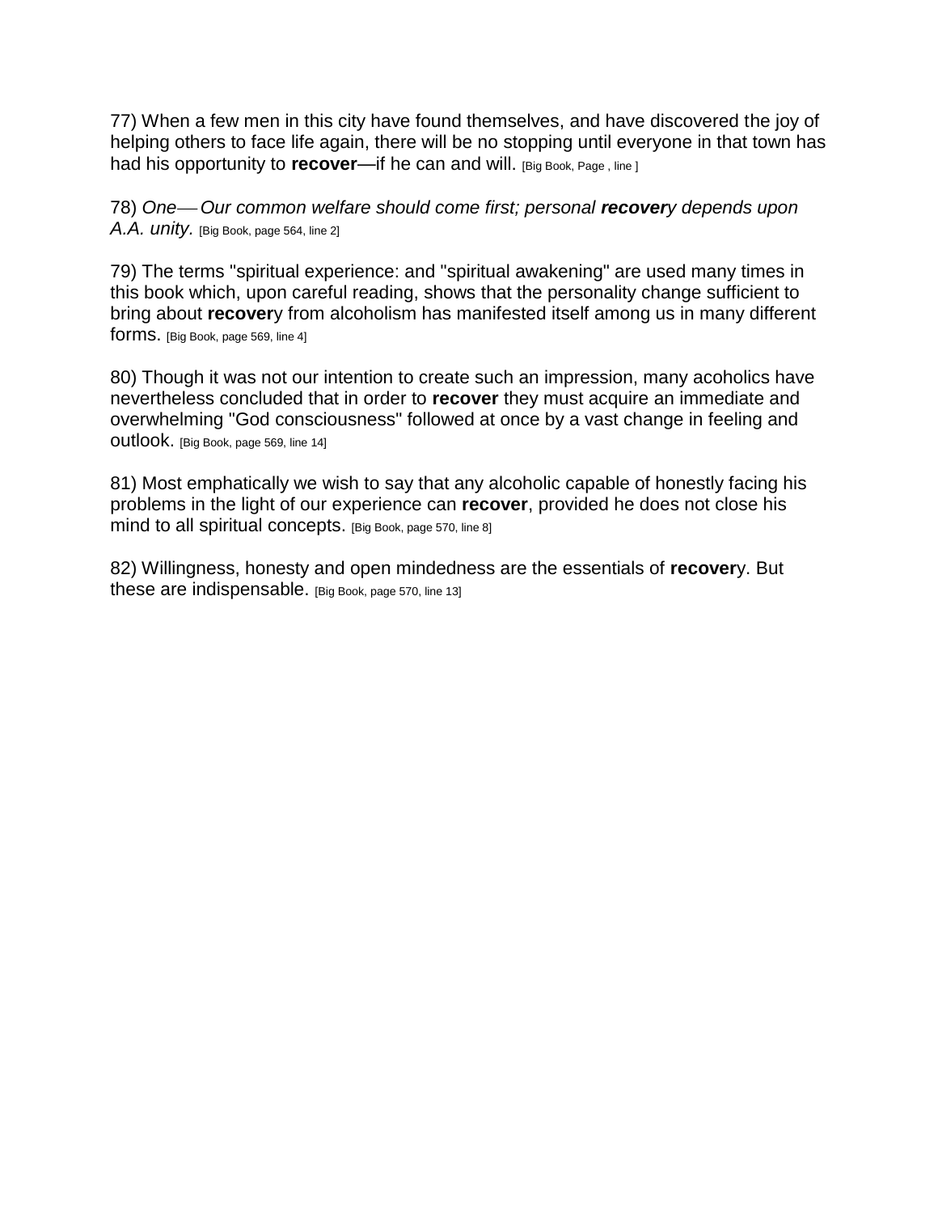77) When a few men in this city have found themselves, and have discovered the joy of helping others to face life again, there will be no stopping until everyone in that town has had his opportunity to **recover**—if he can and will. [Big Book, Page , line ]

78) *One— Our common welfare should come first; personal **recover**y depends upon A.A. unity.* [Big Book, page 564, line 2]

79) The terms "spiritual experience: and "spiritual awakening" are used many times in this book which, upon careful reading, shows that the personality change sufficient to bring about **recover**y from alcoholism has manifested itself among us in many different forms. [Big Book, page 569, line 4]

80) Though it was not our intention to create such an impression, many acoholics have nevertheless concluded that in order to **recover** they must acquire an immediate and overwhelming "God consciousness" followed at once by a vast change in feeling and outlook. [Big Book, page 569, line 14]

81) Most emphatically we wish to say that any alcoholic capable of honestly facing his problems in the light of our experience can **recover**, provided he does not close his mind to all spiritual concepts. [Big Book, page 570, line 8]

82) Willingness, honesty and open mindedness are the essentials of **recover**y. But these are indispensable. [Big Book, page 570, line 13]